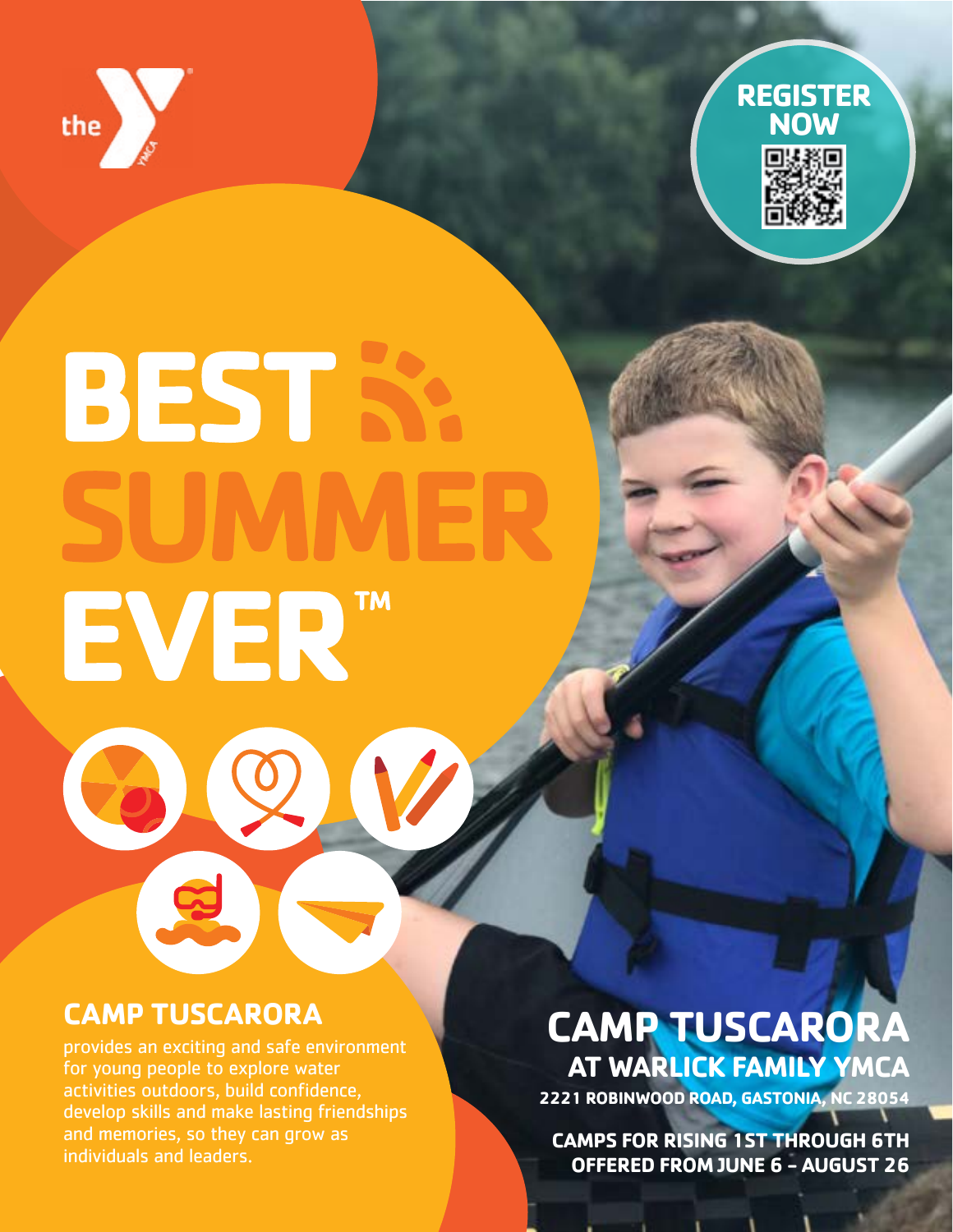the YMCA

**REGISTER NOW**

# BEST SUMMER EVER™

## CAMP TUSCARORA

provides an exciting and safe environment for young people to explore water activities outdoors, build confidence, develop skills and make lasting friendships and memories, so they can grow as individuals and leaders.

## CAMP TUSCARORA

### AT WARLICK FAMILY YMCA

**2221 ROBINWOOD ROAD, GASTONIA, NC 28054**

**CAMPS FOR RISING 1ST THROUGH 6TH**
**OFFERED FROM JUNE 6 – AUGUST 26**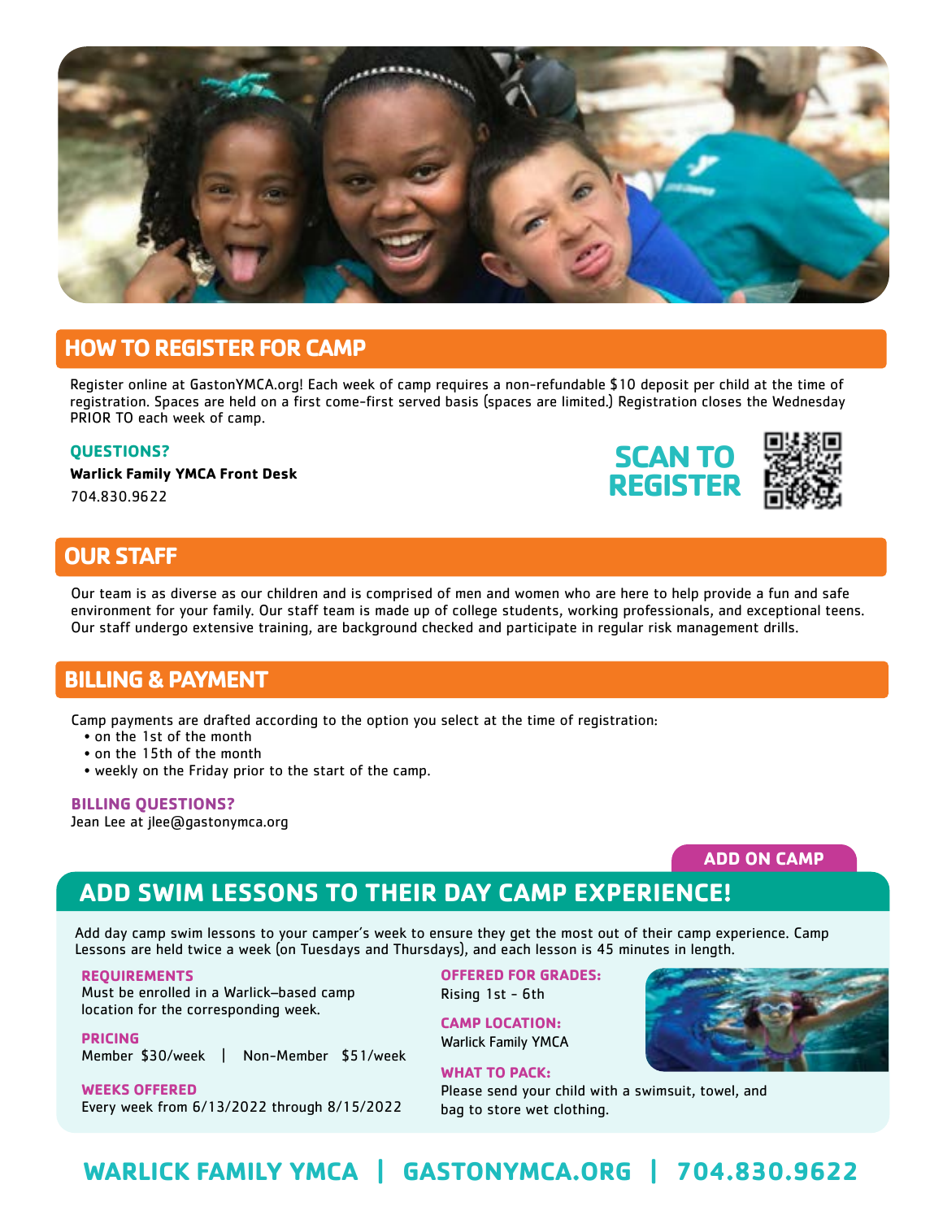## HOW TO REGISTER FOR CAMP

Register online at GastonYMCA.org! Each week of camp requires a non-refundable $10 deposit per child at the time of registration. Spaces are held on a first come-first served basis (spaces are limited.) Registration closes the Wednesday PRIOR TO each week of camp.

### QUESTIONS?

**Warlick Family YMCA Front Desk**

704.830.9622

**SCAN TO REGISTER**

## OUR STAFF

Our team is as diverse as our children and is comprised of men and women who are here to help provide a fun and safe environment for your family. Our staff team is made up of college students, working professionals, and exceptional teens. Our staff undergo extensive training, are background checked and participate in regular risk management drills.

## BILLING & PAYMENT

Camp payments are drafted according to the option you select at the time of registration:

- on the 1st of the month
- on the 15th of the month
- weekly on the Friday prior to the start of the camp.

### BILLING QUESTIONS?

Jean Lee at jlee@gastonymca.org

**ADD ON CAMP**

## ADD SWIM LESSONS TO THEIR DAY CAMP EXPERIENCE!

Add day camp swim lessons to your camper's week to ensure they get the most out of their camp experience. Camp Lessons are held twice a week (on Tuesdays and Thursdays), and each lesson is 45 minutes in length.

**REQUIREMENTS**
Must be enrolled in a Warlick-based camp location for the corresponding week.

**PRICING**
Member $30/week | Non-Member $51/week

**WEEKS OFFERED**
Every week from 6/13/2022 through 8/15/2022

**OFFERED FOR GRADES:**
Rising 1st - 6th

**CAMP LOCATION:**
Warlick Family YMCA

**WHAT TO PACK:**
Please send your child with a swimsuit, towel, and bag to store wet clothing.

**WARLICK FAMILY YMCA | GASTONYMCA.ORG | 704.830.9622**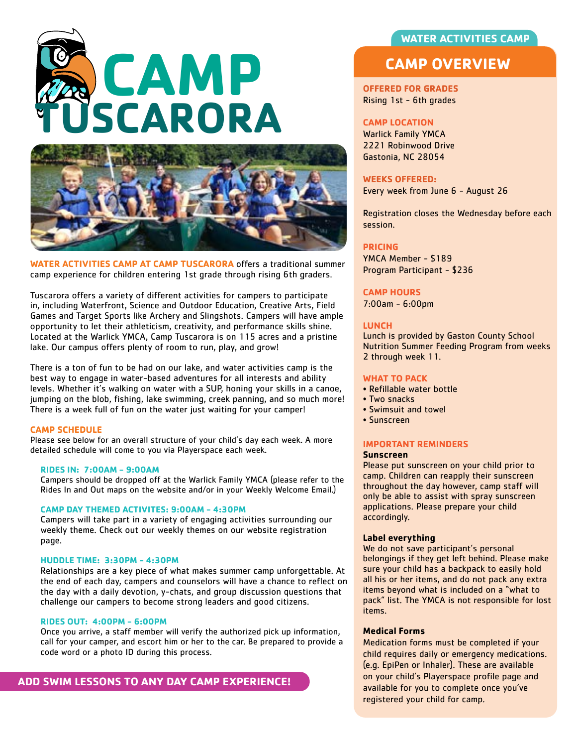# CAMP TUSCARORA

**WATER ACTIVITIES CAMP AT CAMP TUSCARORA** offers a traditional summer camp experience for children entering 1st grade through rising 6th graders.

Tuscarora offers a variety of different activities for campers to participate in, including Waterfront, Science and Outdoor Education, Creative Arts, Field Games and Target Sports like Archery and Slingshots. Campers will have ample opportunity to let their athleticism, creativity, and performance skills shine. Located at the Warlick YMCA, Camp Tuscarora is on 115 acres and a pristine lake. Our campus offers plenty of room to run, play, and grow!

There is a ton of fun to be had on our lake, and water activities camp is the best way to engage in water-based adventures for all interests and ability levels. Whether it's walking on water with a SUP, honing your skills in a canoe, jumping on the blob, fishing, lake swimming, creek panning, and so much more! There is a week full of fun on the water just waiting for your camper!

## CAMP SCHEDULE

Please see below for an overall structure of your child's day each week. A more detailed schedule will come to you via Playerspace each week.

### RIDES IN: 7:00AM - 9:00AM

Campers should be dropped off at the Warlick Family YMCA (please refer to the Rides In and Out maps on the website and/or in your Weekly Welcome Email.)

### CAMP DAY THEMED ACTIVITES: 9:00AM - 4:30PM

Campers will take part in a variety of engaging activities surrounding our weekly theme. Check out our weekly themes on our website registration page.

### HUDDLE TIME: 3:30PM - 4:30PM

Relationships are a key piece of what makes summer camp unforgettable. At the end of each day, campers and counselors will have a chance to reflect on the day with a daily devotion, y-chats, and group discussion questions that challenge our campers to become strong leaders and good citizens.

### RIDES OUT: 4:00PM - 6:00PM

Once you arrive, a staff member will verify the authorized pick up information, call for your camper, and escort him or her to the car. Be prepared to provide a code word or a photo ID during this process.

**ADD SWIM LESSONS TO ANY DAY CAMP EXPERIENCE!**

WATER ACTIVITIES CAMP

## CAMP OVERVIEW

**OFFERED FOR GRADES**
Rising 1st - 6th grades

**CAMP LOCATION**
Warlick Family YMCA
2221 Robinwood Drive
Gastonia, NC 28054

**WEEKS OFFERED:**
Every week from June 6 - August 26

Registration closes the Wednesday before each session.

**PRICING**
YMCA Member - $189
Program Participant - $236

**CAMP HOURS**
7:00am - 6:00pm

**LUNCH**
Lunch is provided by Gaston County School Nutrition Summer Feeding Program from weeks 2 through week 11.

**WHAT TO PACK**
- Refillable water bottle
- Two snacks
- Swimsuit and towel
- Sunscreen

**IMPORTANT REMINDERS**

**Sunscreen**
Please put sunscreen on your child prior to camp. Children can reapply their sunscreen throughout the day however, camp staff will only be able to assist with spray sunscreen applications. Please prepare your child accordingly.

**Label everything**
We do not save participant's personal belongings if they get left behind. Please make sure your child has a backpack to easily hold all his or her items, and do not pack any extra items beyond what is included on a "what to pack" list. The YMCA is not responsible for lost items.

**Medical Forms**
Medication forms must be completed if your child requires daily or emergency medications. (e.g. EpiPen or Inhaler). These are available on your child's Playerspace profile page and available for you to complete once you've registered your child for camp.